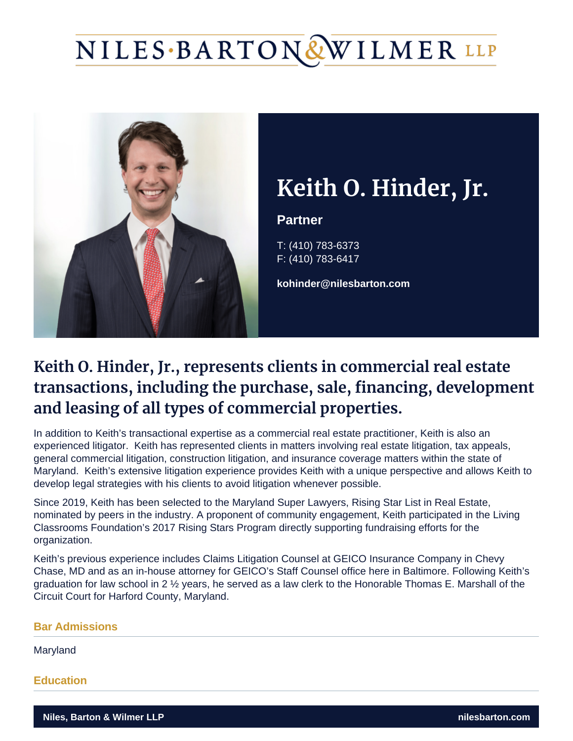# NILES·BARTON & WILMER LLP

# Keith O. Hinder, Jr.

**Partner**

T: (410) 783-6373
F: (410) 783-6417

**kohinder@nilesbarton.com**

## Keith O. Hinder, Jr., represents clients in commercial real estate transactions, including the purchase, sale, financing, development and leasing of all types of commercial properties.

In addition to Keith's transactional expertise as a commercial real estate practitioner, Keith is also an experienced litigator. Keith has represented clients in matters involving real estate litigation, tax appeals, general commercial litigation, construction litigation, and insurance coverage matters within the state of Maryland. Keith's extensive litigation experience provides Keith with a unique perspective and allows Keith to develop legal strategies with his clients to avoid litigation whenever possible.

Since 2019, Keith has been selected to the Maryland Super Lawyers, Rising Star List in Real Estate, nominated by peers in the industry. A proponent of community engagement, Keith participated in the Living Classrooms Foundation's 2017 Rising Stars Program directly supporting fundraising efforts for the organization.

Keith's previous experience includes Claims Litigation Counsel at GEICO Insurance Company in Chevy Chase, MD and as an in-house attorney for GEICO's Staff Counsel office here in Baltimore. Following Keith's graduation for law school in 2 ½ years, he served as a law clerk to the Honorable Thomas E. Marshall of the Circuit Court for Harford County, Maryland.

### Bar Admissions

Maryland

### Education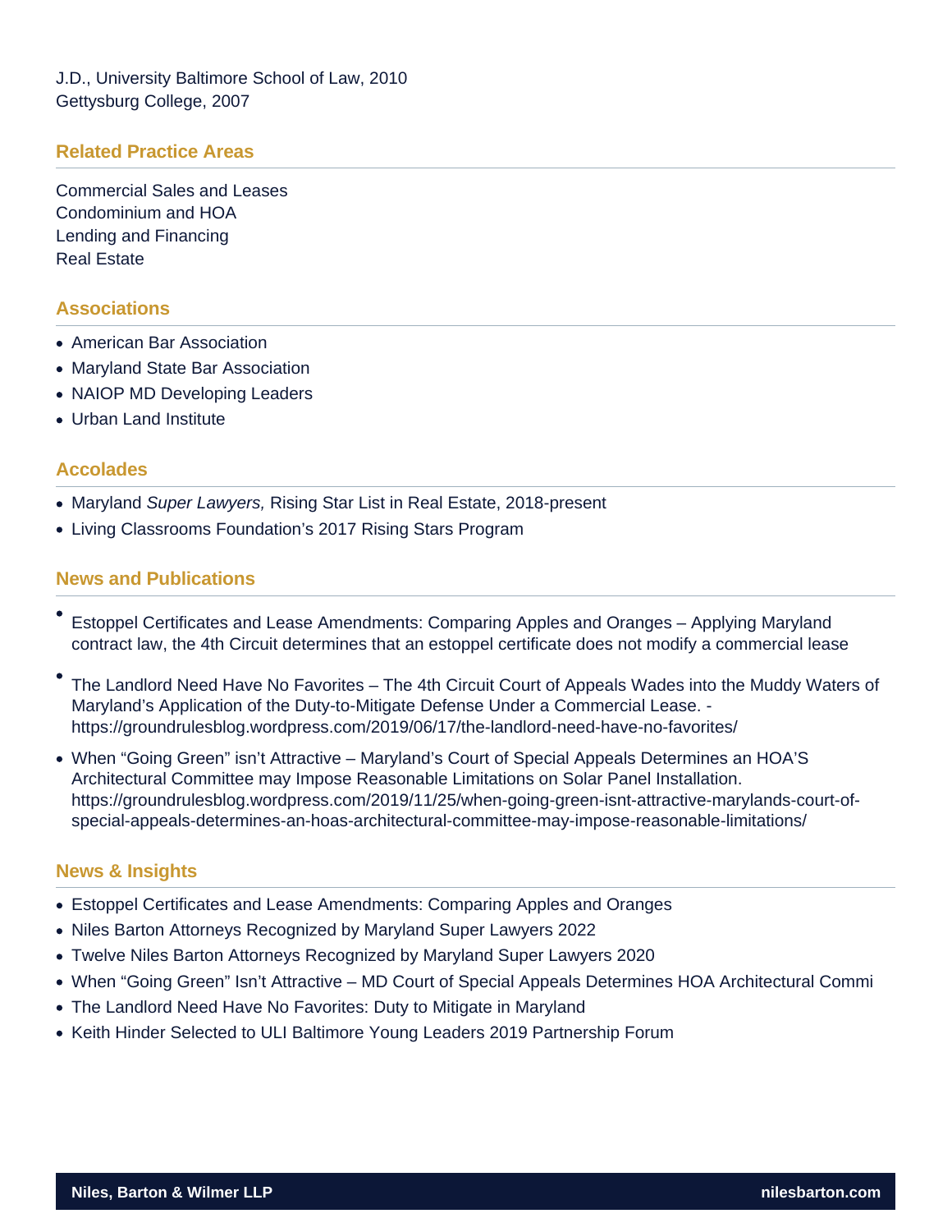J.D., University Baltimore School of Law, 2010
Gettysburg College, 2007

## Related Practice Areas

Commercial Sales and Leases
Condominium and HOA
Lending and Financing
Real Estate

## Associations

- American Bar Association
- Maryland State Bar Association
- NAIOP MD Developing Leaders
- Urban Land Institute

## Accolades

- Maryland *Super Lawyers,* Rising Star List in Real Estate, 2018-present
- Living Classrooms Foundation's 2017 Rising Stars Program

## News and Publications

- Estoppel Certificates and Lease Amendments: Comparing Apples and Oranges – Applying Maryland contract law, the 4th Circuit determines that an estoppel certificate does not modify a commercial lease
- The Landlord Need Have No Favorites – The 4th Circuit Court of Appeals Wades into the Muddy Waters of Maryland's Application of the Duty-to-Mitigate Defense Under a Commercial Lease. - https://groundrulesblog.wordpress.com/2019/06/17/the-landlord-need-have-no-favorites/
- When "Going Green" isn't Attractive – Maryland's Court of Special Appeals Determines an HOA'S Architectural Committee may Impose Reasonable Limitations on Solar Panel Installation. https://groundrulesblog.wordpress.com/2019/11/25/when-going-green-isnt-attractive-marylands-court-of-special-appeals-determines-an-hoas-architectural-committee-may-impose-reasonable-limitations/

## News & Insights

- Estoppel Certificates and Lease Amendments: Comparing Apples and Oranges
- Niles Barton Attorneys Recognized by Maryland Super Lawyers 2022
- Twelve Niles Barton Attorneys Recognized by Maryland Super Lawyers 2020
- When "Going Green" Isn't Attractive – MD Court of Special Appeals Determines HOA Architectural Commi
- The Landlord Need Have No Favorites: Duty to Mitigate in Maryland
- Keith Hinder Selected to ULI Baltimore Young Leaders 2019 Partnership Forum